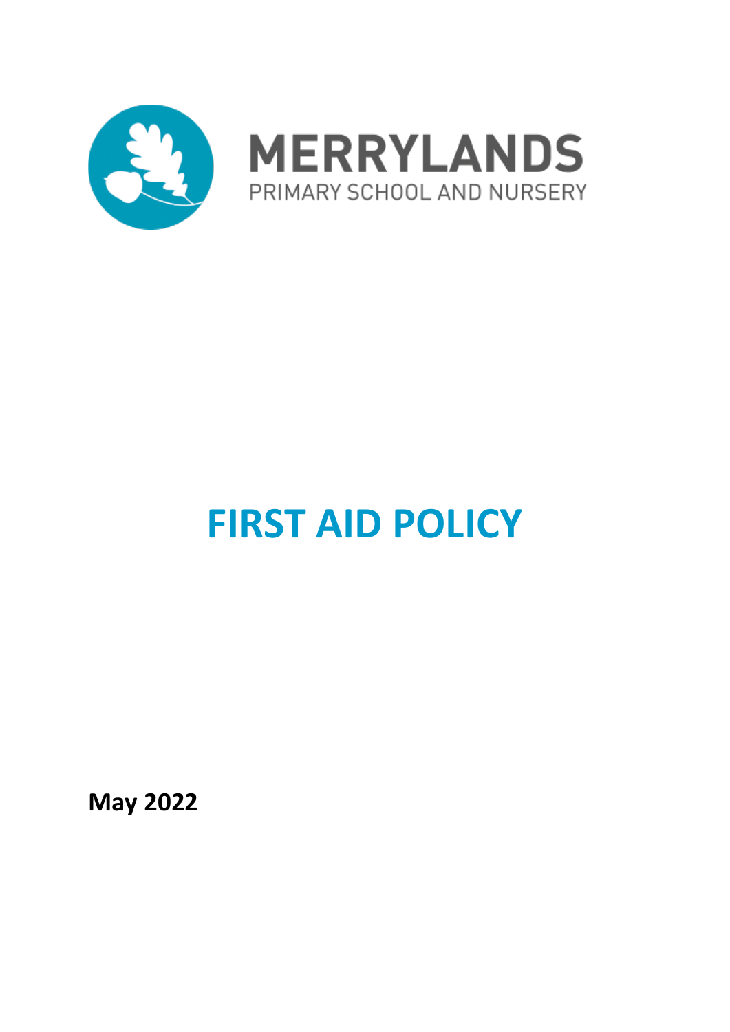MERRYLANDS

PRIMARY SCHOOL AND NURSERY

# FIRST AID POLICY

**May 2022**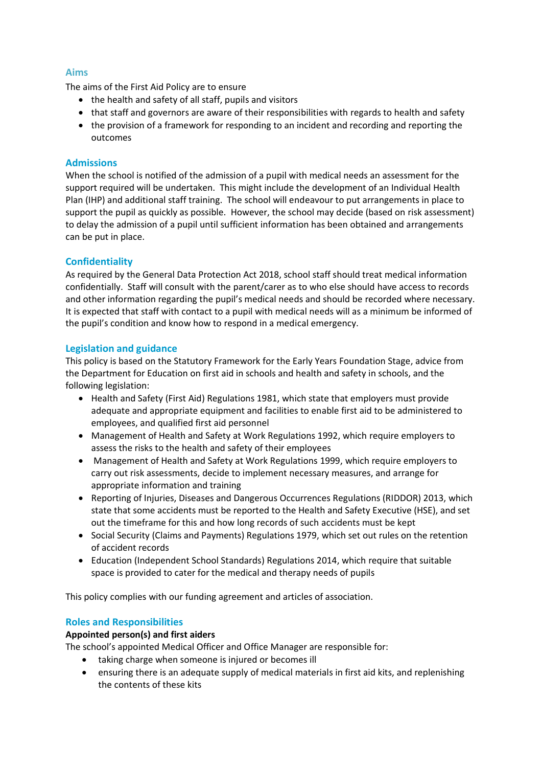## Aims

The aims of the First Aid Policy are to ensure

- the health and safety of all staff, pupils and visitors
- that staff and governors are aware of their responsibilities with regards to health and safety
- the provision of a framework for responding to an incident and recording and reporting the outcomes

## Admissions

When the school is notified of the admission of a pupil with medical needs an assessment for the support required will be undertaken. This might include the development of an Individual Health Plan (IHP) and additional staff training. The school will endeavour to put arrangements in place to support the pupil as quickly as possible. However, the school may decide (based on risk assessment) to delay the admission of a pupil until sufficient information has been obtained and arrangements can be put in place.

## Confidentiality

As required by the General Data Protection Act 2018, school staff should treat medical information confidentially. Staff will consult with the parent/carer as to who else should have access to records and other information regarding the pupil's medical needs and should be recorded where necessary. It is expected that staff with contact to a pupil with medical needs will as a minimum be informed of the pupil's condition and know how to respond in a medical emergency.

## Legislation and guidance

This policy is based on the Statutory Framework for the Early Years Foundation Stage, advice from the Department for Education on first aid in schools and health and safety in schools, and the following legislation:

- Health and Safety (First Aid) Regulations 1981, which state that employers must provide adequate and appropriate equipment and facilities to enable first aid to be administered to employees, and qualified first aid personnel
- Management of Health and Safety at Work Regulations 1992, which require employers to assess the risks to the health and safety of their employees
- Management of Health and Safety at Work Regulations 1999, which require employers to carry out risk assessments, decide to implement necessary measures, and arrange for appropriate information and training
- Reporting of Injuries, Diseases and Dangerous Occurrences Regulations (RIDDOR) 2013, which state that some accidents must be reported to the Health and Safety Executive (HSE), and set out the timeframe for this and how long records of such accidents must be kept
- Social Security (Claims and Payments) Regulations 1979, which set out rules on the retention of accident records
- Education (Independent School Standards) Regulations 2014, which require that suitable space is provided to cater for the medical and therapy needs of pupils

This policy complies with our funding agreement and articles of association.

## Roles and Responsibilities

**Appointed person(s) and first aiders**

The school's appointed Medical Officer and Office Manager are responsible for:

- taking charge when someone is injured or becomes ill
- ensuring there is an adequate supply of medical materials in first aid kits, and replenishing the contents of these kits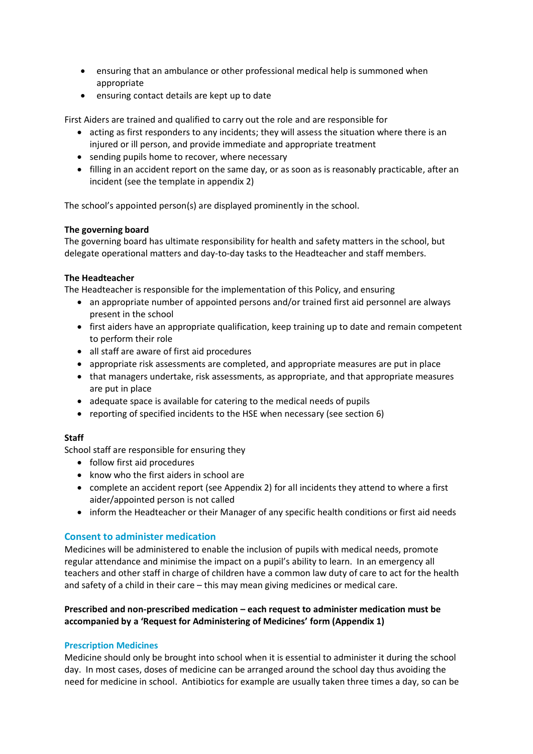- ensuring that an ambulance or other professional medical help is summoned when appropriate
- ensuring contact details are kept up to date

First Aiders are trained and qualified to carry out the role and are responsible for

- acting as first responders to any incidents; they will assess the situation where there is an injured or ill person, and provide immediate and appropriate treatment
- sending pupils home to recover, where necessary
- filling in an accident report on the same day, or as soon as is reasonably practicable, after an incident (see the template in appendix 2)

The school's appointed person(s) are displayed prominently in the school.

**The governing board**
The governing board has ultimate responsibility for health and safety matters in the school, but delegate operational matters and day-to-day tasks to the Headteacher and staff members.

**The Headteacher**
The Headteacher is responsible for the implementation of this Policy, and ensuring

- an appropriate number of appointed persons and/or trained first aid personnel are always present in the school
- first aiders have an appropriate qualification, keep training up to date and remain competent to perform their role
- all staff are aware of first aid procedures
- appropriate risk assessments are completed, and appropriate measures are put in place
- that managers undertake, risk assessments, as appropriate, and that appropriate measures are put in place
- adequate space is available for catering to the medical needs of pupils
- reporting of specified incidents to the HSE when necessary (see section 6)

**Staff**
School staff are responsible for ensuring they

- follow first aid procedures
- know who the first aiders in school are
- complete an accident report (see Appendix 2) for all incidents they attend to where a first aider/appointed person is not called
- inform the Headteacher or their Manager of any specific health conditions or first aid needs

## Consent to administer medication

Medicines will be administered to enable the inclusion of pupils with medical needs, promote regular attendance and minimise the impact on a pupil's ability to learn. In an emergency all teachers and other staff in charge of children have a common law duty of care to act for the health and safety of a child in their care – this may mean giving medicines or medical care.

**Prescribed and non-prescribed medication – each request to administer medication must be accompanied by a 'Request for Administering of Medicines' form (Appendix 1)**

### Prescription Medicines

Medicine should only be brought into school when it is essential to administer it during the school day. In most cases, doses of medicine can be arranged around the school day thus avoiding the need for medicine in school. Antibiotics for example are usually taken three times a day, so can be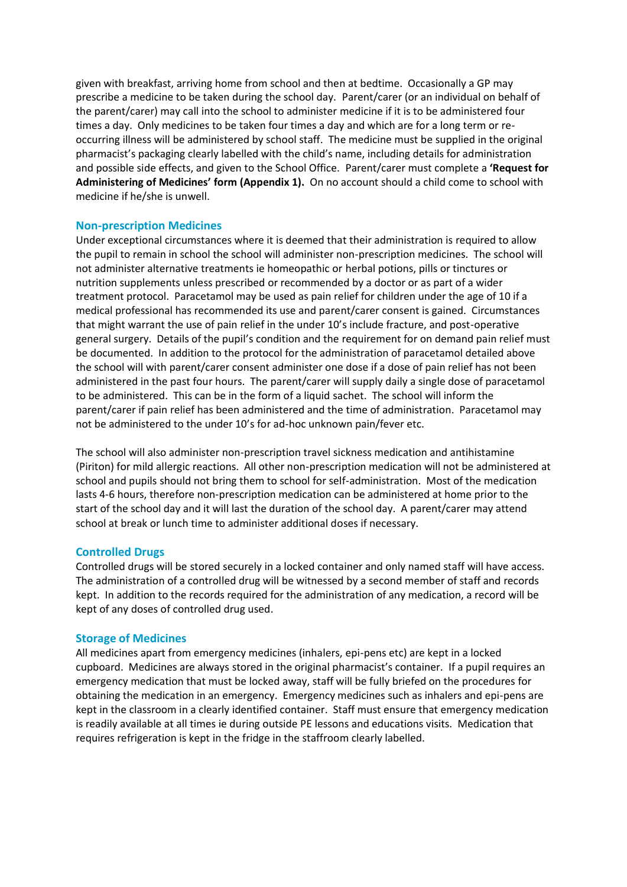given with breakfast, arriving home from school and then at bedtime. Occasionally a GP may prescribe a medicine to be taken during the school day. Parent/carer (or an individual on behalf of the parent/carer) may call into the school to administer medicine if it is to be administered four times a day. Only medicines to be taken four times a day and which are for a long term or re-occurring illness will be administered by school staff. The medicine must be supplied in the original pharmacist's packaging clearly labelled with the child's name, including details for administration and possible side effects, and given to the School Office. Parent/carer must complete a **'Request for Administering of Medicines' form (Appendix 1).** On no account should a child come to school with medicine if he/she is unwell.

## Non-prescription Medicines

Under exceptional circumstances where it is deemed that their administration is required to allow the pupil to remain in school the school will administer non-prescription medicines. The school will not administer alternative treatments ie homeopathic or herbal potions, pills or tinctures or nutrition supplements unless prescribed or recommended by a doctor or as part of a wider treatment protocol. Paracetamol may be used as pain relief for children under the age of 10 if a medical professional has recommended its use and parent/carer consent is gained. Circumstances that might warrant the use of pain relief in the under 10's include fracture, and post-operative general surgery. Details of the pupil's condition and the requirement for on demand pain relief must be documented. In addition to the protocol for the administration of paracetamol detailed above the school will with parent/carer consent administer one dose if a dose of pain relief has not been administered in the past four hours. The parent/carer will supply daily a single dose of paracetamol to be administered. This can be in the form of a liquid sachet. The school will inform the parent/carer if pain relief has been administered and the time of administration. Paracetamol may not be administered to the under 10's for ad-hoc unknown pain/fever etc.

The school will also administer non-prescription travel sickness medication and antihistamine (Piriton) for mild allergic reactions. All other non-prescription medication will not be administered at school and pupils should not bring them to school for self-administration. Most of the medication lasts 4-6 hours, therefore non-prescription medication can be administered at home prior to the start of the school day and it will last the duration of the school day. A parent/carer may attend school at break or lunch time to administer additional doses if necessary.

## Controlled Drugs

Controlled drugs will be stored securely in a locked container and only named staff will have access. The administration of a controlled drug will be witnessed by a second member of staff and records kept. In addition to the records required for the administration of any medication, a record will be kept of any doses of controlled drug used.

## Storage of Medicines

All medicines apart from emergency medicines (inhalers, epi-pens etc) are kept in a locked cupboard. Medicines are always stored in the original pharmacist's container. If a pupil requires an emergency medication that must be locked away, staff will be fully briefed on the procedures for obtaining the medication in an emergency. Emergency medicines such as inhalers and epi-pens are kept in the classroom in a clearly identified container. Staff must ensure that emergency medication is readily available at all times ie during outside PE lessons and educations visits. Medication that requires refrigeration is kept in the fridge in the staffroom clearly labelled.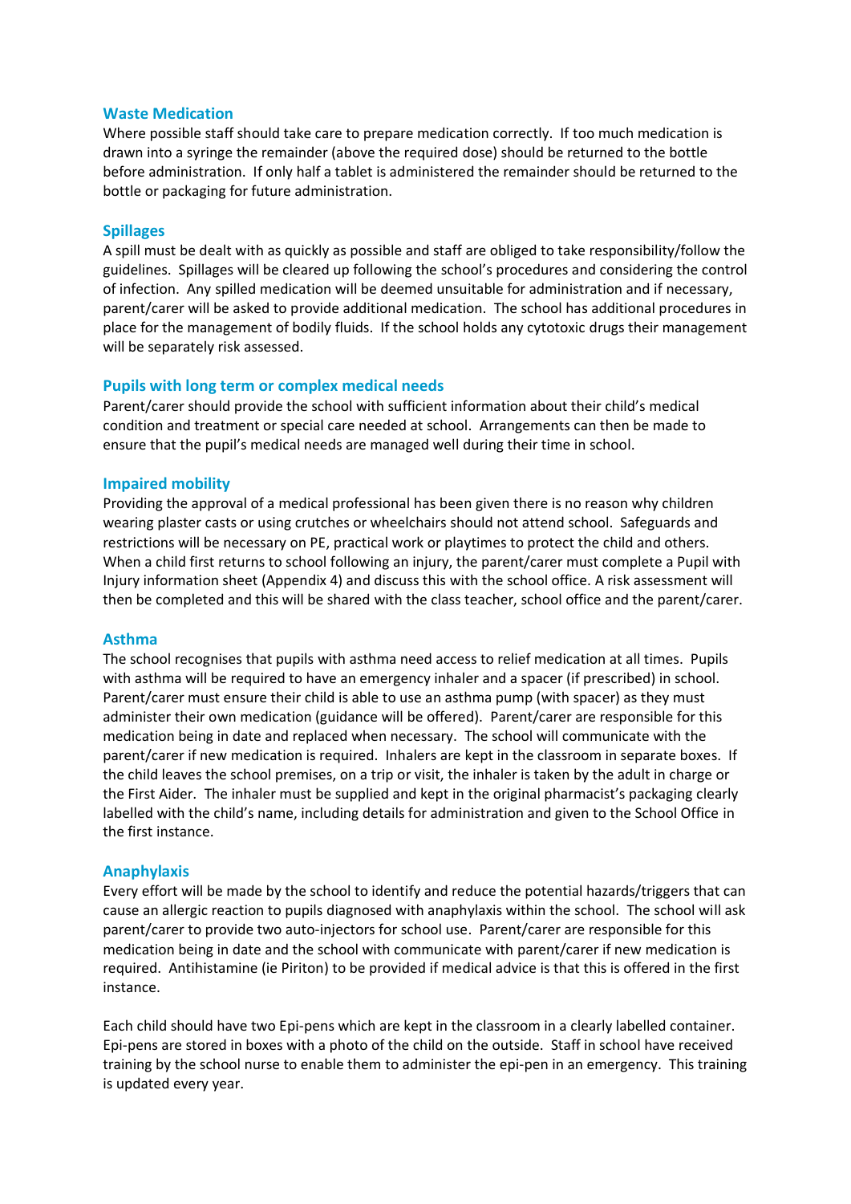## Waste Medication

Where possible staff should take care to prepare medication correctly. If too much medication is drawn into a syringe the remainder (above the required dose) should be returned to the bottle before administration. If only half a tablet is administered the remainder should be returned to the bottle or packaging for future administration.

## Spillages

A spill must be dealt with as quickly as possible and staff are obliged to take responsibility/follow the guidelines. Spillages will be cleared up following the school's procedures and considering the control of infection. Any spilled medication will be deemed unsuitable for administration and if necessary, parent/carer will be asked to provide additional medication. The school has additional procedures in place for the management of bodily fluids. If the school holds any cytotoxic drugs their management will be separately risk assessed.

## Pupils with long term or complex medical needs

Parent/carer should provide the school with sufficient information about their child's medical condition and treatment or special care needed at school. Arrangements can then be made to ensure that the pupil's medical needs are managed well during their time in school.

## Impaired mobility

Providing the approval of a medical professional has been given there is no reason why children wearing plaster casts or using crutches or wheelchairs should not attend school. Safeguards and restrictions will be necessary on PE, practical work or playtimes to protect the child and others. When a child first returns to school following an injury, the parent/carer must complete a Pupil with Injury information sheet (Appendix 4) and discuss this with the school office. A risk assessment will then be completed and this will be shared with the class teacher, school office and the parent/carer.

## Asthma

The school recognises that pupils with asthma need access to relief medication at all times. Pupils with asthma will be required to have an emergency inhaler and a spacer (if prescribed) in school. Parent/carer must ensure their child is able to use an asthma pump (with spacer) as they must administer their own medication (guidance will be offered). Parent/carer are responsible for this medication being in date and replaced when necessary. The school will communicate with the parent/carer if new medication is required. Inhalers are kept in the classroom in separate boxes. If the child leaves the school premises, on a trip or visit, the inhaler is taken by the adult in charge or the First Aider. The inhaler must be supplied and kept in the original pharmacist's packaging clearly labelled with the child's name, including details for administration and given to the School Office in the first instance.

## Anaphylaxis

Every effort will be made by the school to identify and reduce the potential hazards/triggers that can cause an allergic reaction to pupils diagnosed with anaphylaxis within the school. The school will ask parent/carer to provide two auto-injectors for school use. Parent/carer are responsible for this medication being in date and the school with communicate with parent/carer if new medication is required. Antihistamine (ie Piriton) to be provided if medical advice is that this is offered in the first instance.

Each child should have two Epi-pens which are kept in the classroom in a clearly labelled container. Epi-pens are stored in boxes with a photo of the child on the outside. Staff in school have received training by the school nurse to enable them to administer the epi-pen in an emergency. This training is updated every year.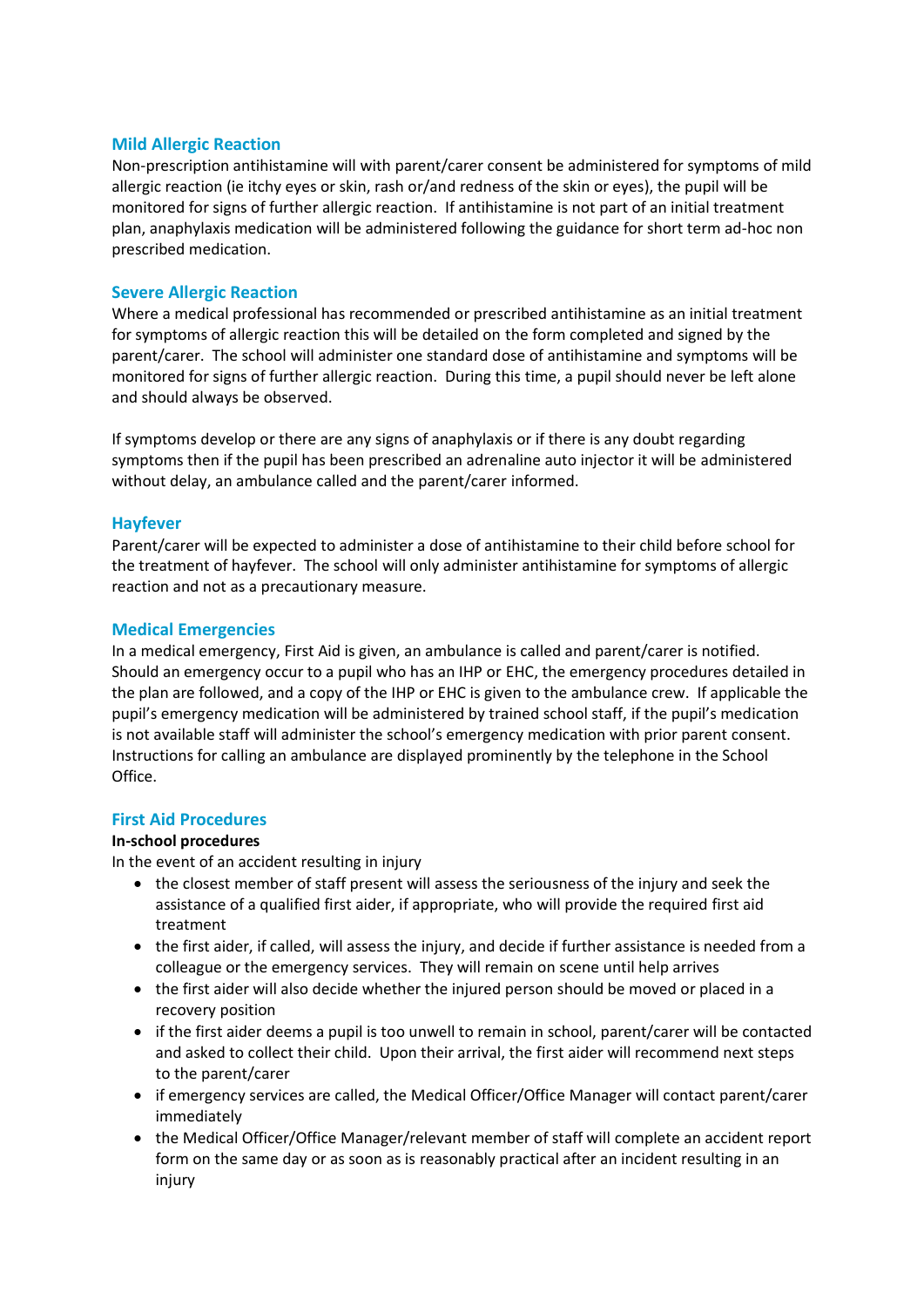## Mild Allergic Reaction

Non-prescription antihistamine will with parent/carer consent be administered for symptoms of mild allergic reaction (ie itchy eyes or skin, rash or/and redness of the skin or eyes), the pupil will be monitored for signs of further allergic reaction. If antihistamine is not part of an initial treatment plan, anaphylaxis medication will be administered following the guidance for short term ad-hoc non prescribed medication.

## Severe Allergic Reaction

Where a medical professional has recommended or prescribed antihistamine as an initial treatment for symptoms of allergic reaction this will be detailed on the form completed and signed by the parent/carer. The school will administer one standard dose of antihistamine and symptoms will be monitored for signs of further allergic reaction. During this time, a pupil should never be left alone and should always be observed.

If symptoms develop or there are any signs of anaphylaxis or if there is any doubt regarding symptoms then if the pupil has been prescribed an adrenaline auto injector it will be administered without delay, an ambulance called and the parent/carer informed.

## Hayfever

Parent/carer will be expected to administer a dose of antihistamine to their child before school for the treatment of hayfever. The school will only administer antihistamine for symptoms of allergic reaction and not as a precautionary measure.

## Medical Emergencies

In a medical emergency, First Aid is given, an ambulance is called and parent/carer is notified. Should an emergency occur to a pupil who has an IHP or EHC, the emergency procedures detailed in the plan are followed, and a copy of the IHP or EHC is given to the ambulance crew. If applicable the pupil's emergency medication will be administered by trained school staff, if the pupil's medication is not available staff will administer the school's emergency medication with prior parent consent. Instructions for calling an ambulance are displayed prominently by the telephone in the School Office.

## First Aid Procedures

**In-school procedures**

In the event of an accident resulting in injury

- the closest member of staff present will assess the seriousness of the injury and seek the assistance of a qualified first aider, if appropriate, who will provide the required first aid treatment
- the first aider, if called, will assess the injury, and decide if further assistance is needed from a colleague or the emergency services. They will remain on scene until help arrives
- the first aider will also decide whether the injured person should be moved or placed in a recovery position
- if the first aider deems a pupil is too unwell to remain in school, parent/carer will be contacted and asked to collect their child. Upon their arrival, the first aider will recommend next steps to the parent/carer
- if emergency services are called, the Medical Officer/Office Manager will contact parent/carer immediately
- the Medical Officer/Office Manager/relevant member of staff will complete an accident report form on the same day or as soon as is reasonably practical after an incident resulting in an injury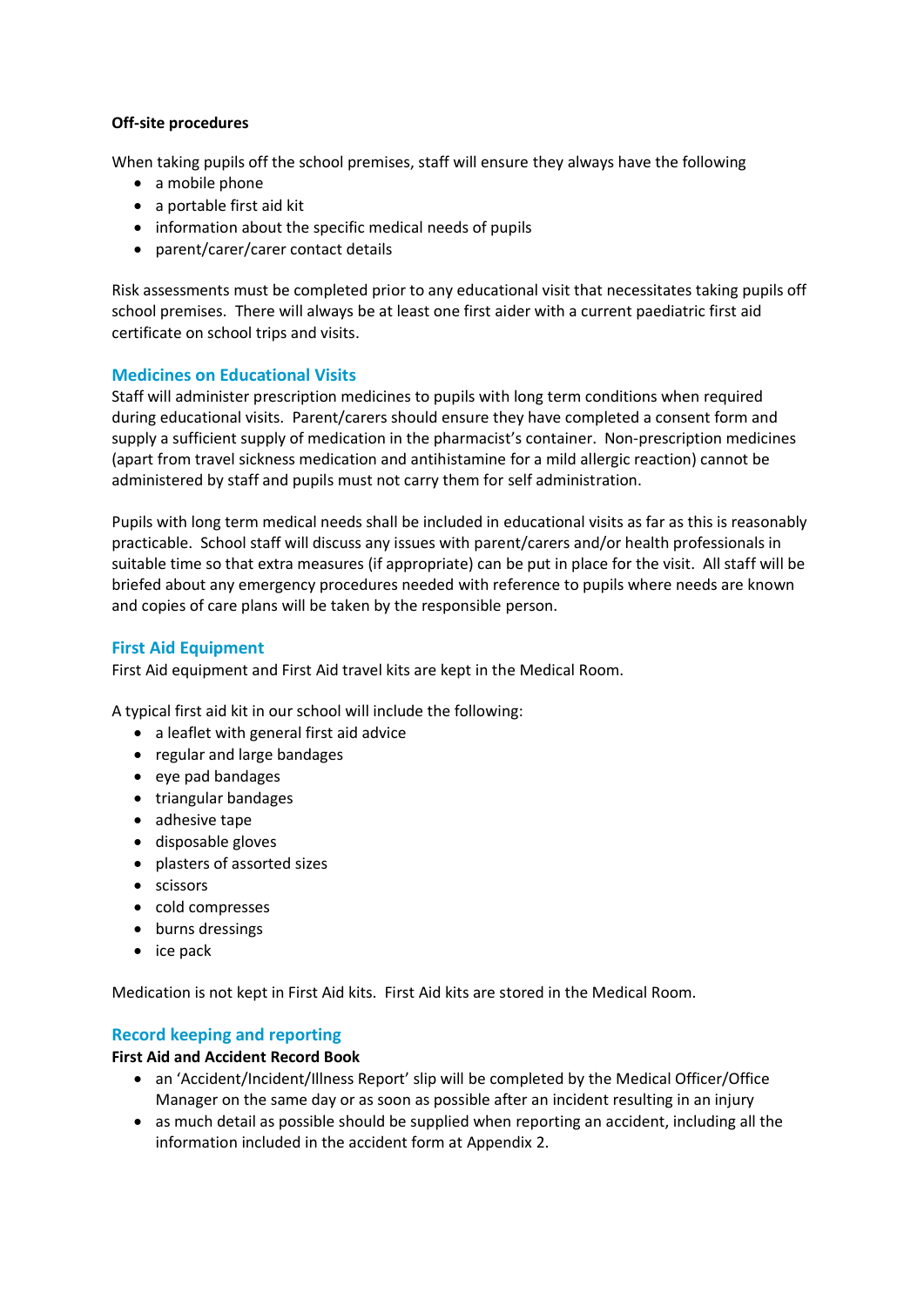**Off-site procedures**

When taking pupils off the school premises, staff will ensure they always have the following

- a mobile phone
- a portable first aid kit
- information about the specific medical needs of pupils
- parent/carer/carer contact details

Risk assessments must be completed prior to any educational visit that necessitates taking pupils off school premises. There will always be at least one first aider with a current paediatric first aid certificate on school trips and visits.

## Medicines on Educational Visits

Staff will administer prescription medicines to pupils with long term conditions when required during educational visits. Parent/carers should ensure they have completed a consent form and supply a sufficient supply of medication in the pharmacist's container. Non-prescription medicines (apart from travel sickness medication and antihistamine for a mild allergic reaction) cannot be administered by staff and pupils must not carry them for self administration.

Pupils with long term medical needs shall be included in educational visits as far as this is reasonably practicable. School staff will discuss any issues with parent/carers and/or health professionals in suitable time so that extra measures (if appropriate) can be put in place for the visit. All staff will be briefed about any emergency procedures needed with reference to pupils where needs are known and copies of care plans will be taken by the responsible person.

## First Aid Equipment

First Aid equipment and First Aid travel kits are kept in the Medical Room.

A typical first aid kit in our school will include the following:

- a leaflet with general first aid advice
- regular and large bandages
- eye pad bandages
- triangular bandages
- adhesive tape
- disposable gloves
- plasters of assorted sizes
- scissors
- cold compresses
- burns dressings
- ice pack

Medication is not kept in First Aid kits. First Aid kits are stored in the Medical Room.

## Record keeping and reporting

**First Aid and Accident Record Book**

- an 'Accident/Incident/Illness Report' slip will be completed by the Medical Officer/Office Manager on the same day or as soon as possible after an incident resulting in an injury
- as much detail as possible should be supplied when reporting an accident, including all the information included in the accident form at Appendix 2.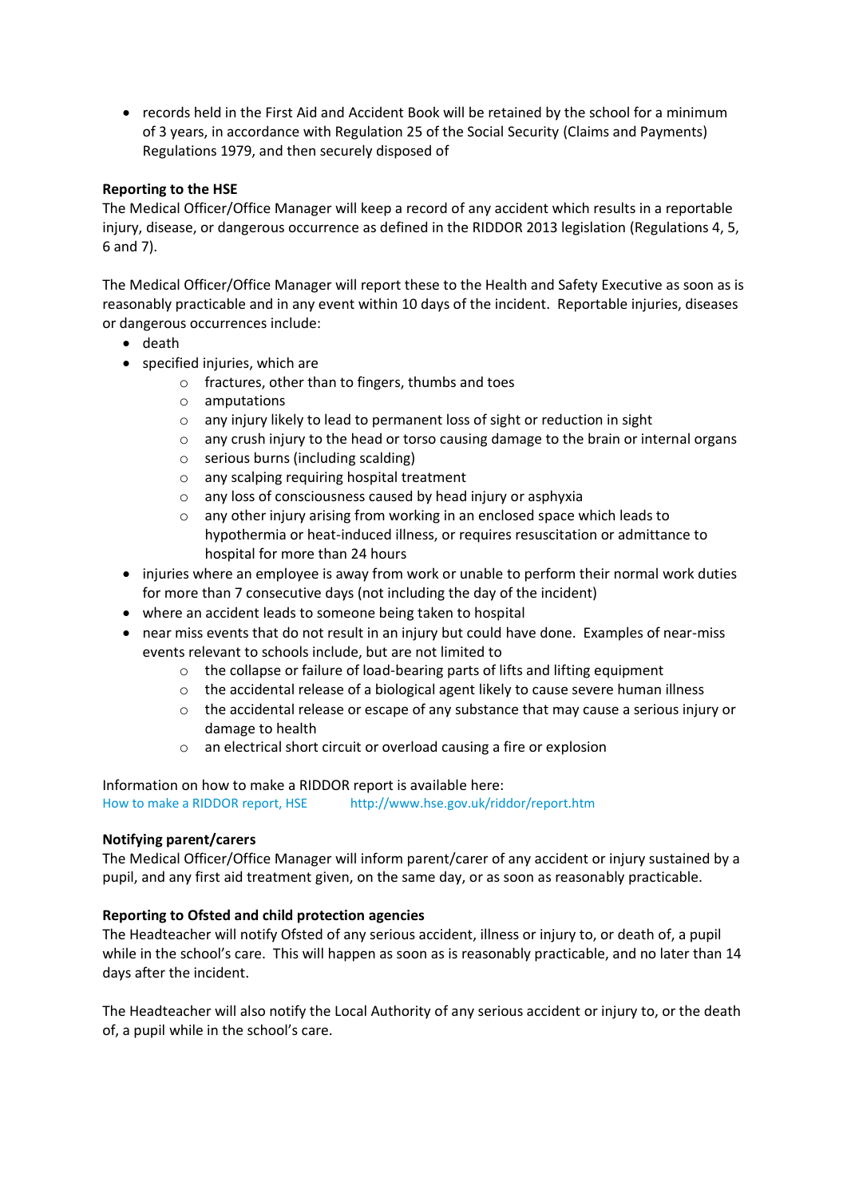- records held in the First Aid and Accident Book will be retained by the school for a minimum of 3 years, in accordance with Regulation 25 of the Social Security (Claims and Payments) Regulations 1979, and then securely disposed of

**Reporting to the HSE**

The Medical Officer/Office Manager will keep a record of any accident which results in a reportable injury, disease, or dangerous occurrence as defined in the RIDDOR 2013 legislation (Regulations 4, 5, 6 and 7).

The Medical Officer/Office Manager will report these to the Health and Safety Executive as soon as is reasonably practicable and in any event within 10 days of the incident. Reportable injuries, diseases or dangerous occurrences include:

- death
- specified injuries, which are
  - fractures, other than to fingers, thumbs and toes
  - amputations
  - any injury likely to lead to permanent loss of sight or reduction in sight
  - any crush injury to the head or torso causing damage to the brain or internal organs
  - serious burns (including scalding)
  - any scalping requiring hospital treatment
  - any loss of consciousness caused by head injury or asphyxia
  - any other injury arising from working in an enclosed space which leads to hypothermia or heat-induced illness, or requires resuscitation or admittance to hospital for more than 24 hours
- injuries where an employee is away from work or unable to perform their normal work duties for more than 7 consecutive days (not including the day of the incident)
- where an accident leads to someone being taken to hospital
- near miss events that do not result in an injury but could have done. Examples of near-miss events relevant to schools include, but are not limited to
  - the collapse or failure of load-bearing parts of lifts and lifting equipment
  - the accidental release of a biological agent likely to cause severe human illness
  - the accidental release or escape of any substance that may cause a serious injury or damage to health
  - an electrical short circuit or overload causing a fire or explosion

Information on how to make a RIDDOR report is available here:
How to make a RIDDOR report, HSE http://www.hse.gov.uk/riddor/report.htm

**Notifying parent/carers**

The Medical Officer/Office Manager will inform parent/carer of any accident or injury sustained by a pupil, and any first aid treatment given, on the same day, or as soon as reasonably practicable.

**Reporting to Ofsted and child protection agencies**

The Headteacher will notify Ofsted of any serious accident, illness or injury to, or death of, a pupil while in the school's care. This will happen as soon as is reasonably practicable, and no later than 14 days after the incident.

The Headteacher will also notify the Local Authority of any serious accident or injury to, or the death of, a pupil while in the school's care.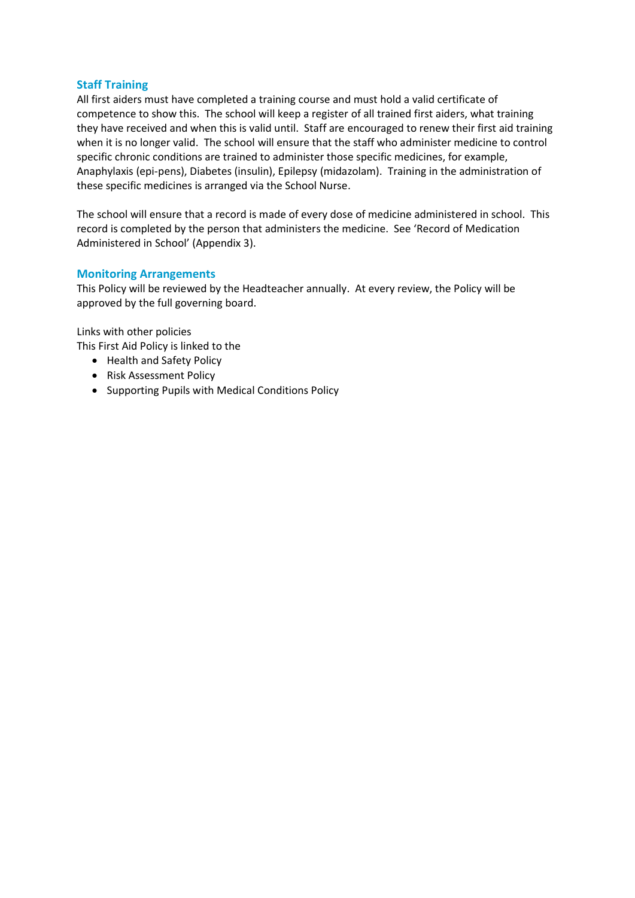## Staff Training

All first aiders must have completed a training course and must hold a valid certificate of competence to show this. The school will keep a register of all trained first aiders, what training they have received and when this is valid until. Staff are encouraged to renew their first aid training when it is no longer valid. The school will ensure that the staff who administer medicine to control specific chronic conditions are trained to administer those specific medicines, for example, Anaphylaxis (epi-pens), Diabetes (insulin), Epilepsy (midazolam). Training in the administration of these specific medicines is arranged via the School Nurse.

The school will ensure that a record is made of every dose of medicine administered in school. This record is completed by the person that administers the medicine. See 'Record of Medication Administered in School' (Appendix 3).

## Monitoring Arrangements

This Policy will be reviewed by the Headteacher annually. At every review, the Policy will be approved by the full governing board.

Links with other policies

This First Aid Policy is linked to the

- Health and Safety Policy
- Risk Assessment Policy
- Supporting Pupils with Medical Conditions Policy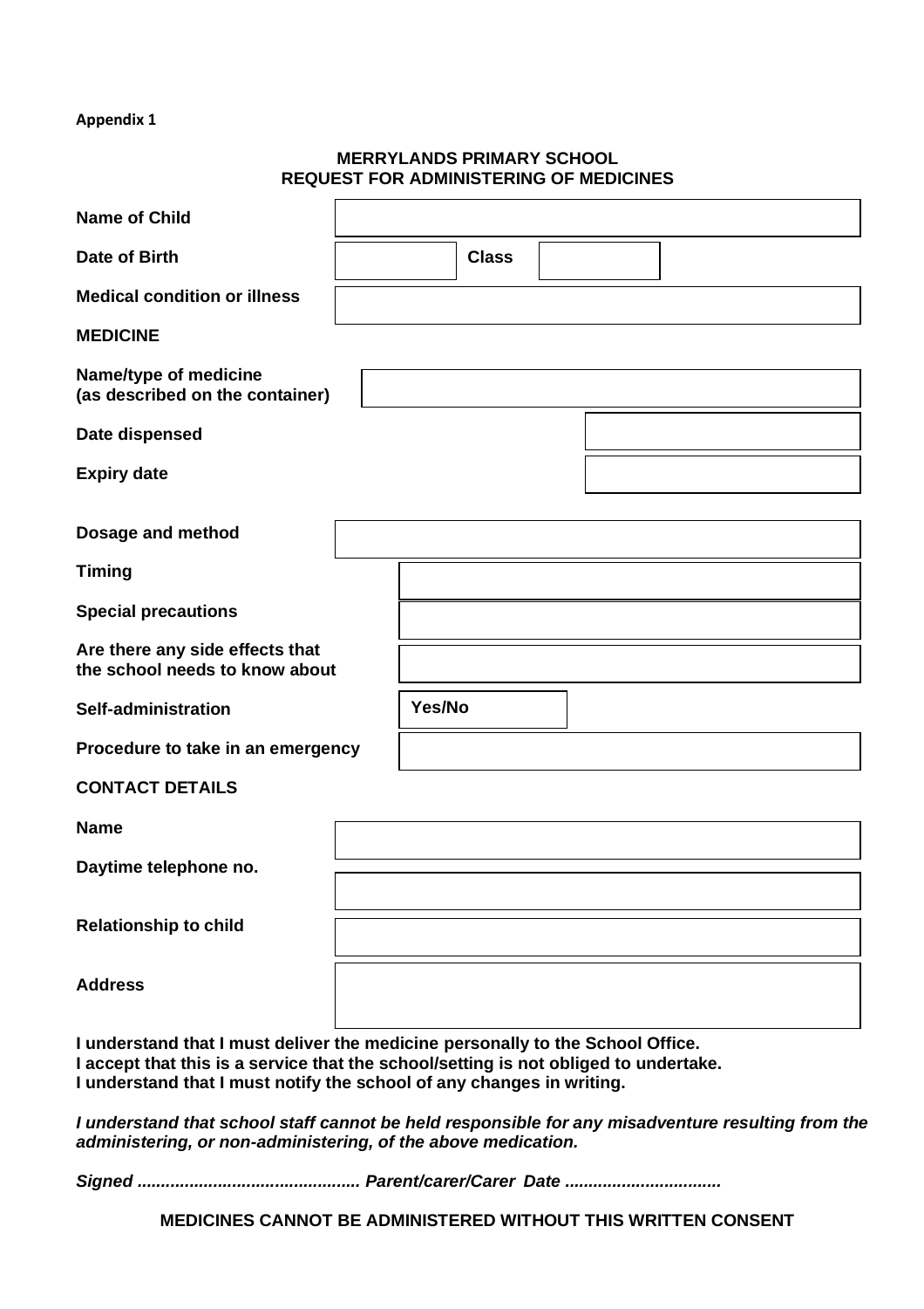**Appendix 1**

## MERRYLANDS PRIMARY SCHOOL
## REQUEST FOR ADMINISTERING OF MEDICINES

| | | | |
|---|---|---|---|
| **Name of Child** | | | |
| **Date of Birth** | | **Class** | |
| **Medical condition or illness** | | | |

**MEDICINE**

| | |
|---|---|
| **Name/type of medicine (as described on the container)** | |
| **Date dispensed** | |
| **Expiry date** | |
| **Dosage and method** | |
| **Timing** | |
| **Special precautions** | |
| **Are there any side effects that the school needs to know about** | |
| **Self-administration** | **Yes/No** |
| **Procedure to take in an emergency** | |

**CONTACT DETAILS**

| | |
|---|---|
| **Name** | |
| **Daytime telephone no.** | |
| **Relationship to child** | |
| **Address** | |

**I understand that I must deliver the medicine personally to the School Office.**
**I accept that this is a service that the school/setting is not obliged to undertake.**
**I understand that I must notify the school of any changes in writing.**

***I understand that school staff cannot be held responsible for any misadventure resulting from the administering, or non-administering, of the above medication.***

***Signed .............................................. Parent/carer/Carer Date ................................***

**MEDICINES CANNOT BE ADMINISTERED WITHOUT THIS WRITTEN CONSENT**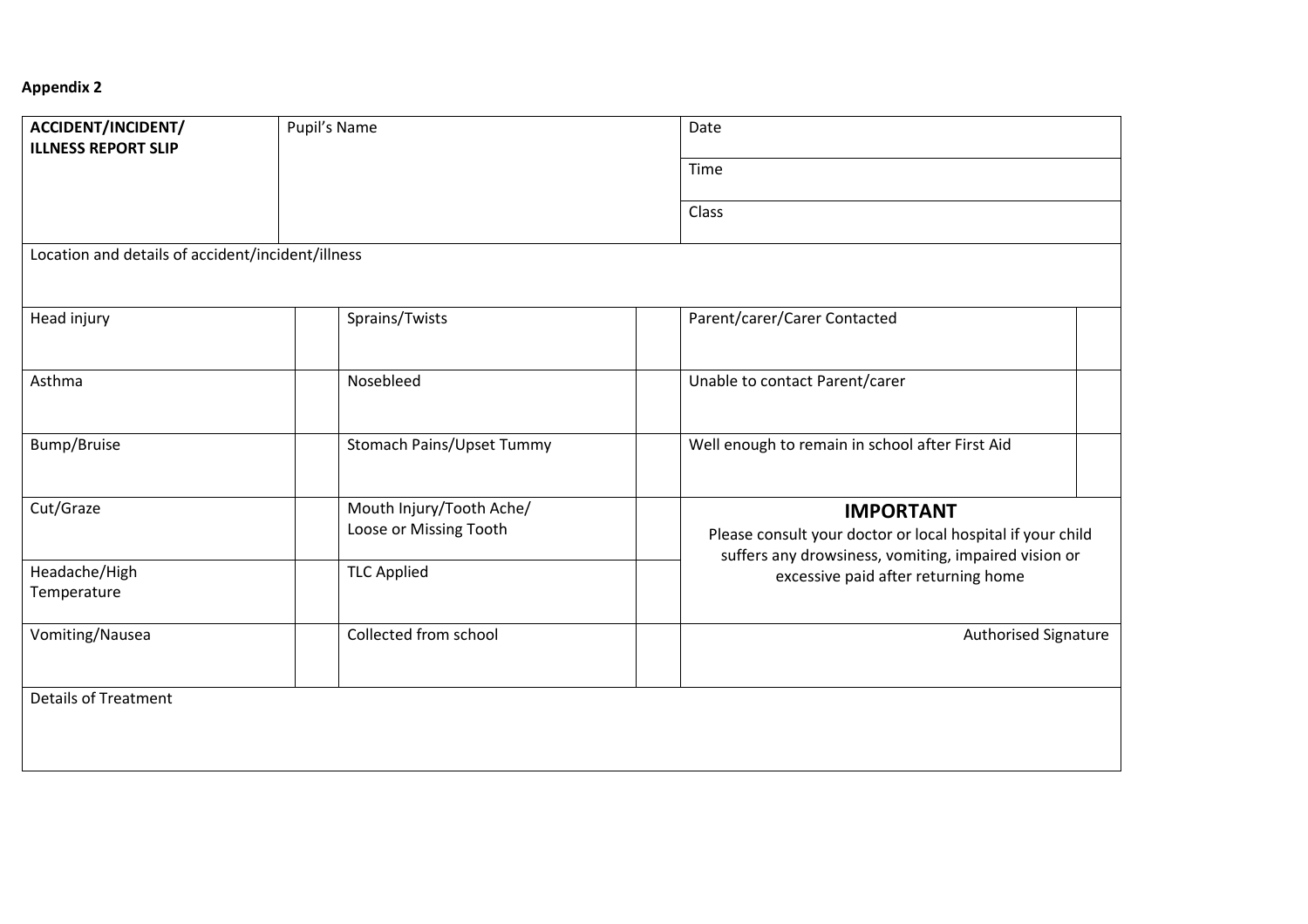**Appendix 2**

| **ACCIDENT/INCIDENT/ ILLNESS REPORT SLIP** | Pupil's Name | | | Date | |
|---|---|---|---|---|---|
| | | | | Time | |
| | | | | Class | |
| Location and details of accident/incident/illness | | | | | |
| Head injury | | Sprains/Twists | | Parent/carer/Carer Contacted | |
| Asthma | | Nosebleed | | Unable to contact Parent/carer | |
| Bump/Bruise | | Stomach Pains/Upset Tummy | | Well enough to remain in school after First Aid | |
| Cut/Graze | | Mouth Injury/Tooth Ache/ Loose or Missing Tooth | | **IMPORTANT** Please consult your doctor or local hospital if your child suffers any drowsiness, vomiting, impaired vision or excessive paid after returning home | |
| Headache/High Temperature | | TLC Applied | | | |
| Vomiting/Nausea | | Collected from school | | Authorised Signature | |
| Details of Treatment | | | | | |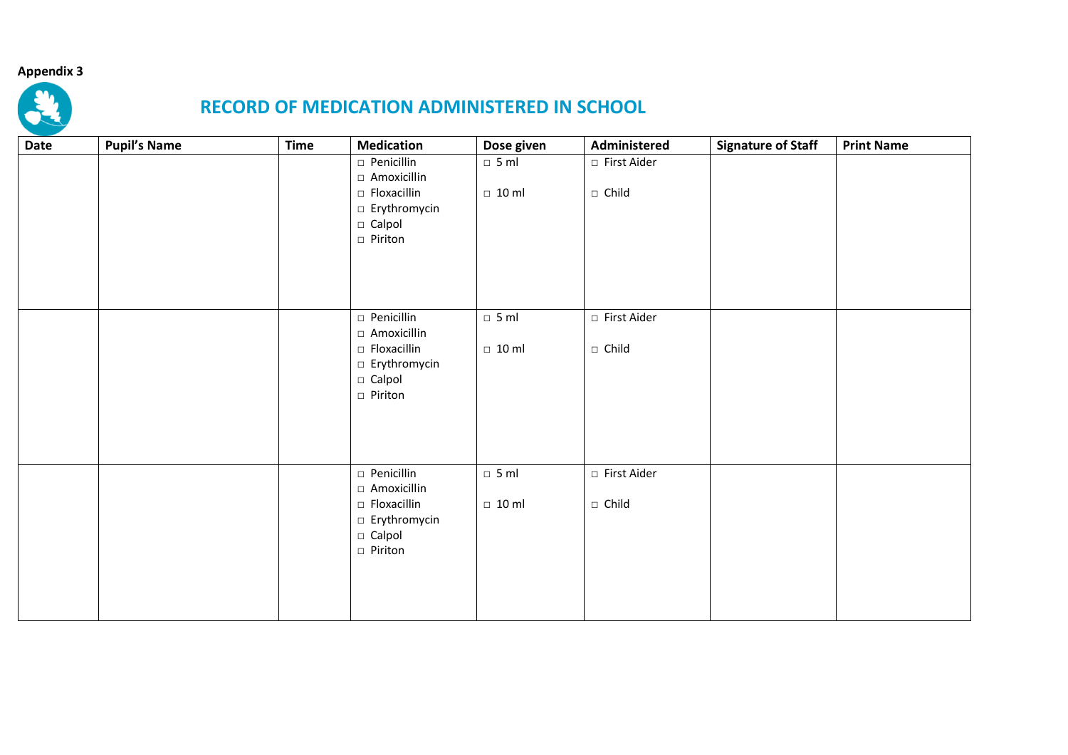**Appendix 3**

# RECORD OF MEDICATION ADMINISTERED IN SCHOOL

| Date | Pupil's Name | Time | Medication | Dose given | Administered | Signature of Staff | Print Name |
|---|---|---|---|---|---|---|---|
| | | | □ Penicillin<br>□ Amoxicillin<br>□ Floxacillin<br>□ Erythromycin<br>□ Calpol<br>□ Piriton | □ 5 ml<br><br>□ 10 ml | □ First Aider<br><br>□ Child | | |
| | | | □ Penicillin<br>□ Amoxicillin<br>□ Floxacillin<br>□ Erythromycin<br>□ Calpol<br>□ Piriton | □ 5 ml<br><br>□ 10 ml | □ First Aider<br><br>□ Child | | |
| | | | □ Penicillin<br>□ Amoxicillin<br>□ Floxacillin<br>□ Erythromycin<br>□ Calpol<br>□ Piriton | □ 5 ml<br><br>□ 10 ml | □ First Aider<br><br>□ Child | | |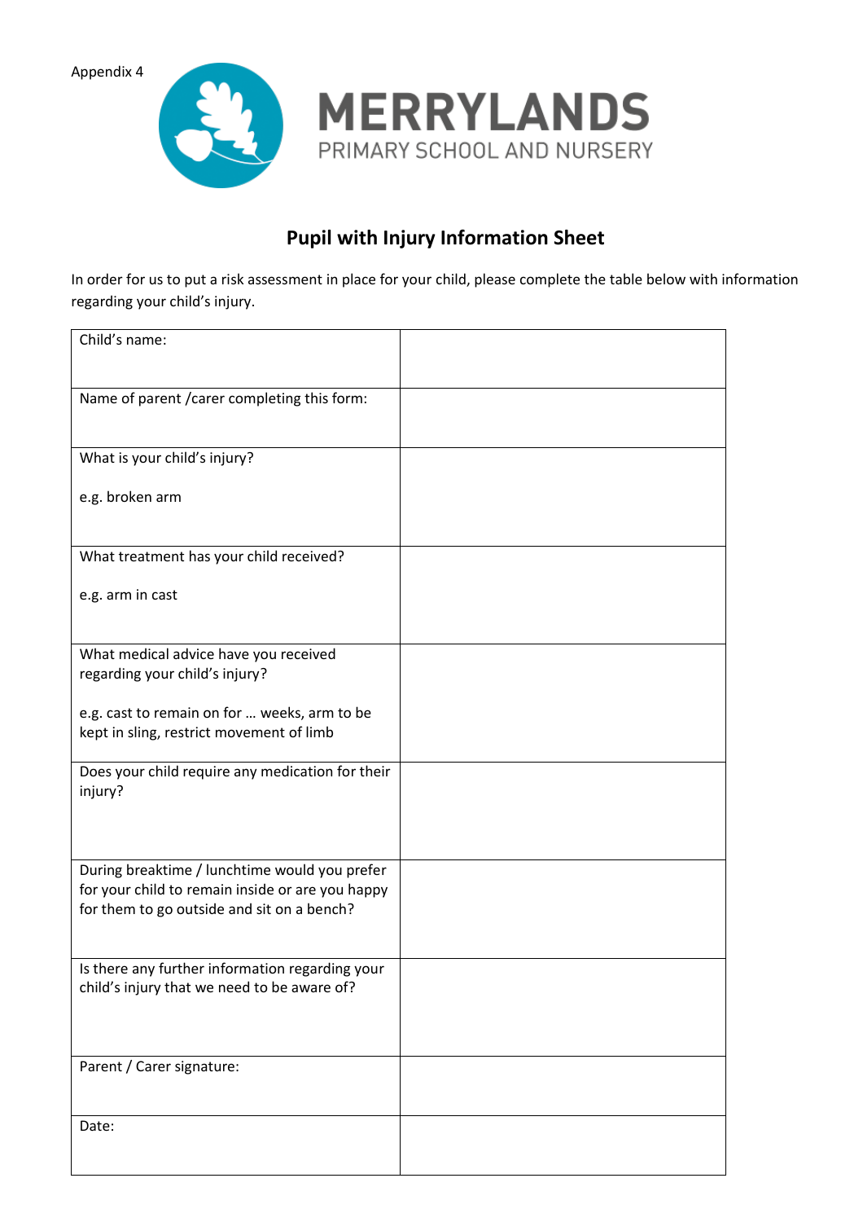Appendix 4

MERRYLANDS
PRIMARY SCHOOL AND NURSERY

## Pupil with Injury Information Sheet

In order for us to put a risk assessment in place for your child, please complete the table below with information regarding your child's injury.

| | |
|---|---|
| Child's name: | |
| Name of parent /carer completing this form: | |
| What is your child's injury?<br><br>e.g. broken arm | |
| What treatment has your child received?<br><br>e.g. arm in cast | |
| What medical advice have you received regarding your child's injury?<br><br>e.g. cast to remain on for … weeks, arm to be kept in sling, restrict movement of limb | |
| Does your child require any medication for their injury? | |
| During breaktime / lunchtime would you prefer for your child to remain inside or are you happy for them to go outside and sit on a bench? | |
| Is there any further information regarding your child's injury that we need to be aware of? | |
| Parent / Carer signature: | |
| Date: | |